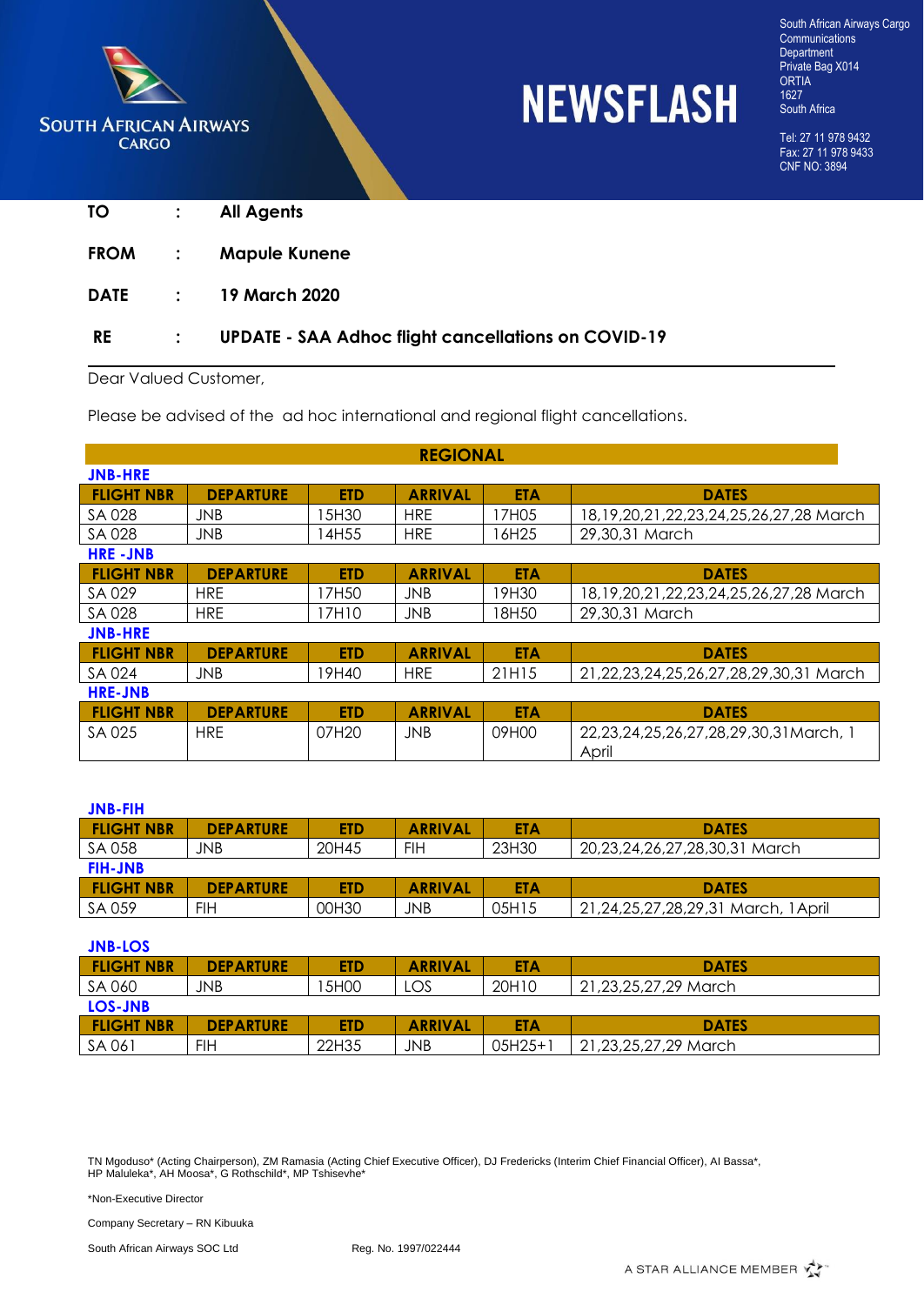South African Airways Cargo
Communications Department
Private Bag X014
ORTIA
1627
South Africa

Tel: 27 11 978 9432
Fax: 27 11 978 9433
CNF NO: 3894

# NEWSFLASH

**TO : All Agents**

**FROM : Mapule Kunene**

**DATE : 19 March 2020**

**RE : UPDATE - SAA Adhoc flight cancellations on COVID-19**

Dear Valued Customer,

Please be advised of the ad hoc international and regional flight cancellations.

## REGIONAL

**JNB-HRE**

| FLIGHT NBR | DEPARTURE | ETD | ARRIVAL | ETA | DATES |
|---|---|---|---|---|---|
| SA 028 | JNB | 15H30 | HRE | 17H05 | 18,19,20,21,22,23,24,25,26,27,28 March |
| SA 028 | JNB | 14H55 | HRE | 16H25 | 29,30,31 March |

**HRE -JNB**

| FLIGHT NBR | DEPARTURE | ETD | ARRIVAL | ETA | DATES |
|---|---|---|---|---|---|
| SA 029 | HRE | 17H50 | JNB | 19H30 | 18,19,20,21,22,23,24,25,26,27,28 March |
| SA 028 | HRE | 17H10 | JNB | 18H50 | 29,30,31 March |

**JNB-HRE**

| FLIGHT NBR | DEPARTURE | ETD | ARRIVAL | ETA | DATES |
|---|---|---|---|---|---|
| SA 024 | JNB | 19H40 | HRE | 21H15 | 21,22,23,24,25,26,27,28,29,30,31 March |

**HRE-JNB**

| FLIGHT NBR | DEPARTURE | ETD | ARRIVAL | ETA | DATES |
|---|---|---|---|---|---|
| SA 025 | HRE | 07H20 | JNB | 09H00 | 22,23,24,25,26,27,28,29,30,31March, 1 April |

**JNB-FIH**

| FLIGHT NBR | DEPARTURE | ETD | ARRIVAL | ETA | DATES |
|---|---|---|---|---|---|
| SA 058 | JNB | 20H45 | FIH | 23H30 | 20,23,24,26,27,28,30,31 March |

**FIH-JNB**

| FLIGHT NBR | DEPARTURE | ETD | ARRIVAL | ETA | DATES |
|---|---|---|---|---|---|
| SA 059 | FIH | 00H30 | JNB | 05H15 | 21,24,25,27,28,29,31 March, 1April |

**JNB-LOS**

| FLIGHT NBR | DEPARTURE | ETD | ARRIVAL | ETA | DATES |
|---|---|---|---|---|---|
| SA 060 | JNB | 15H00 | LOS | 20H10 | 21,23,25,27,29 March |

**LOS-JNB**

| FLIGHT NBR | DEPARTURE | ETD | ARRIVAL | ETA | DATES |
|---|---|---|---|---|---|
| SA 061 | FIH | 22H35 | JNB | 05H25+1 | 21,23,25,27,29 March |

TN Mgoduso* (Acting Chairperson), ZM Ramasia (Acting Chief Executive Officer), DJ Fredericks (Interim Chief Financial Officer), AI Bassa*, HP Maluleka*, AH Moosa*, G Rothschild*, MP Tshisevhe*

*Non-Executive Director

Company Secretary – RN Kibuuka

South African Airways SOC Ltd Reg. No. 1997/022444

A STAR ALLIANCE MEMBER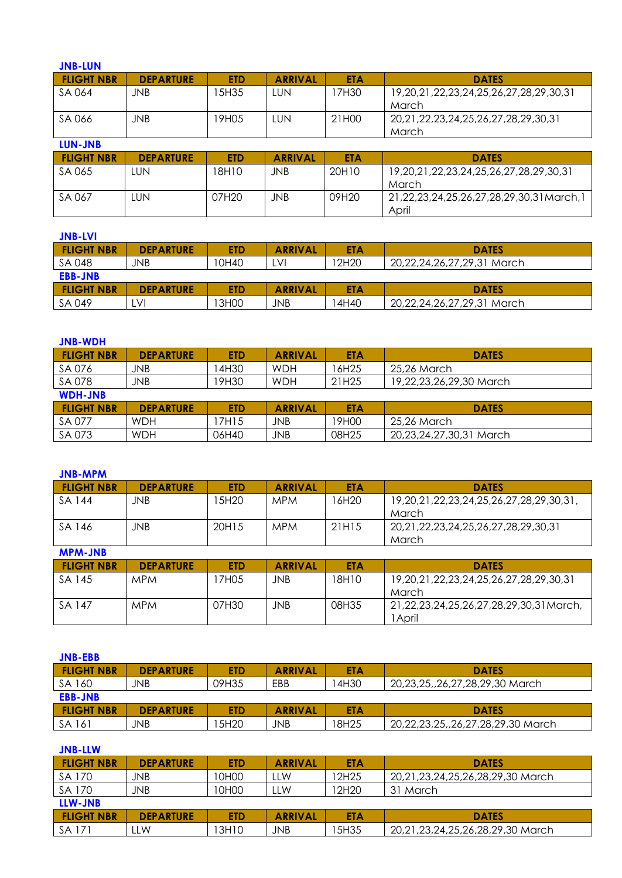**JNB-LUN**

| FLIGHT NBR | DEPARTURE | ETD | ARRIVAL | ETA | DATES |
|---|---|---|---|---|---|
| SA 064 | JNB | 15H35 | LUN | 17H30 | 19,20,21,22,23,24,25,26,27,28,29,30,31 March |
| SA 066 | JNB | 19H05 | LUN | 21H00 | 20,21,22,23,24,25,26,27,28,29,30,31 March |

**LUN-JNB**

| FLIGHT NBR | DEPARTURE | ETD | ARRIVAL | ETA | DATES |
|---|---|---|---|---|---|
| SA 065 | LUN | 18H10 | JNB | 20H10 | 19,20,21,22,23,24,25,26,27,28,29,30,31 March |
| SA 067 | LUN | 07H20 | JNB | 09H20 | 21,22,23,24,25,26,27,28,29,30,31March,1 April |

**JNB-LVI**

| FLIGHT NBR | DEPARTURE | ETD | ARRIVAL | ETA | DATES |
|---|---|---|---|---|---|
| SA 048 | JNB | 10H40 | LVI | 12H20 | 20,22,24,26,27,29,31 March |

**EBB-JNB**

| FLIGHT NBR | DEPARTURE | ETD | ARRIVAL | ETA | DATES |
|---|---|---|---|---|---|
| SA 049 | LVI | 13H00 | JNB | 14H40 | 20,22,24,26,27,29,31 March |

**JNB-WDH**

| FLIGHT NBR | DEPARTURE | ETD | ARRIVAL | ETA | DATES |
|---|---|---|---|---|---|
| SA 076 | JNB | 14H30 | WDH | 16H25 | 25,26 March |
| SA 078 | JNB | 19H30 | WDH | 21H25 | 19,22,23,26,29,30 March |

**WDH-JNB**

| FLIGHT NBR | DEPARTURE | ETD | ARRIVAL | ETA | DATES |
|---|---|---|---|---|---|
| SA 077 | WDH | 17H15 | JNB | 19H00 | 25,26 March |
| SA 073 | WDH | 06H40 | JNB | 08H25 | 20,23,24,27,30,31 March |

**JNB-MPM**

| FLIGHT NBR | DEPARTURE | ETD | ARRIVAL | ETA | DATES |
|---|---|---|---|---|---|
| SA 144 | JNB | 15H20 | MPM | 16H20 | 19,20,21,22,23,24,25,26,27,28,29,30,31, March |
| SA 146 | JNB | 20H15 | MPM | 21H15 | 20,21,22,23,24,25,26,27,28,29,30,31 March |

**MPM-JNB**

| FLIGHT NBR | DEPARTURE | ETD | ARRIVAL | ETA | DATES |
|---|---|---|---|---|---|
| SA 145 | MPM | 17H05 | JNB | 18H10 | 19,20,21,22,23,24,25,26,27,28,29,30,31 March |
| SA 147 | MPM | 07H30 | JNB | 08H35 | 21,22,23,24,25,26,27,28,29,30,31March, 1April |

**JNB-EBB**

| FLIGHT NBR | DEPARTURE | ETD | ARRIVAL | ETA | DATES |
|---|---|---|---|---|---|
| SA 160 | JNB | 09H35 | EBB | 14H30 | 20,23,25,,26,27,28,29,30 March |

**EBB-JNB**

| FLIGHT NBR | DEPARTURE | ETD | ARRIVAL | ETA | DATES |
|---|---|---|---|---|---|
| SA 161 | JNB | 15H20 | JNB | 18H25 | 20,22,23,25,,26,27,28,29,30 March |

**JNB-LLW**

| FLIGHT NBR | DEPARTURE | ETD | ARRIVAL | ETA | DATES |
|---|---|---|---|---|---|
| SA 170 | JNB | 10H00 | LLW | 12H25 | 20,21,23,24,25,26,28,29,30 March |
| SA 170 | JNB | 10H00 | LLW | 12H20 | 31 March |

**LLW-JNB**

| FLIGHT NBR | DEPARTURE | ETD | ARRIVAL | ETA | DATES |
|---|---|---|---|---|---|
| SA 171 | LLW | 13H10 | JNB | 15H35 | 20,21,23,24,25,26,28,29,30 March |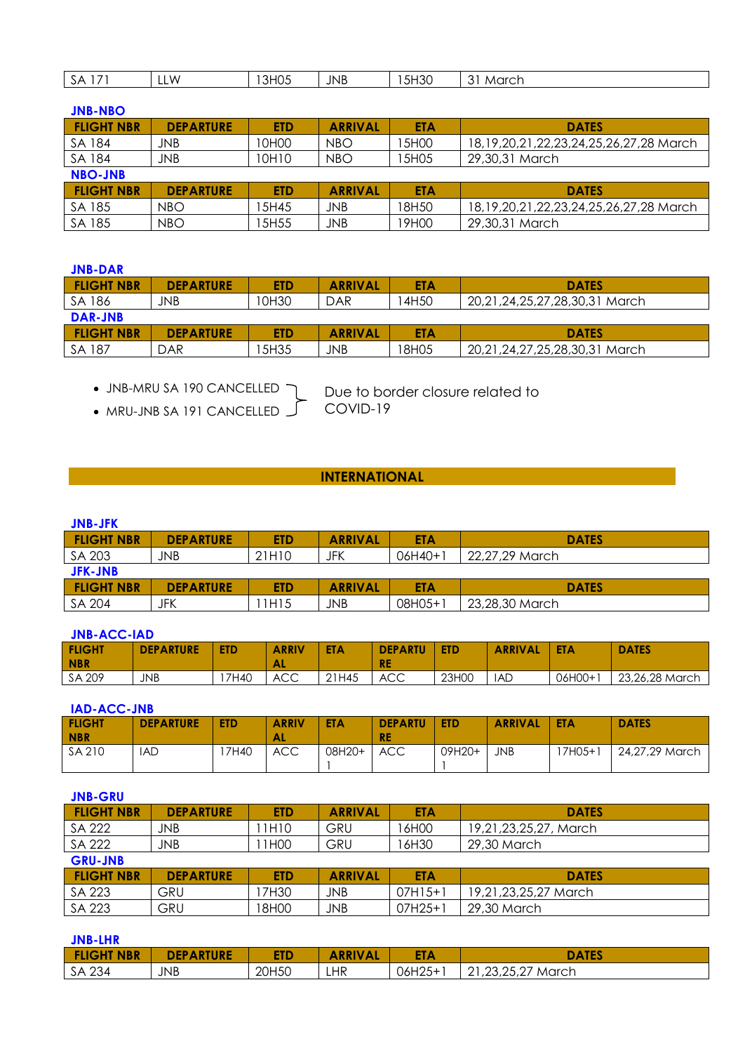| SA 171 | LLW | 13H05 | JNB | 15H30 | 31 March |
|---|---|---|---|---|---|

**JNB-NBO**

| FLIGHT NBR | DEPARTURE | ETD | ARRIVAL | ETA | DATES |
|---|---|---|---|---|---|
| SA 184 | JNB | 10H00 | NBO | 15H00 | 18,19,20,21,22,23,24,25,26,27,28 March |
| SA 184 | JNB | 10H10 | NBO | 15H05 | 29,30,31 March |

**NBO-JNB**

| FLIGHT NBR | DEPARTURE | ETD | ARRIVAL | ETA | DATES |
|---|---|---|---|---|---|
| SA 185 | NBO | 15H45 | JNB | 18H50 | 18,19,20,21,22,23,24,25,26,27,28 March |
| SA 185 | NBO | 15H55 | JNB | 19H00 | 29,30,31 March |

**JNB-DAR**

| FLIGHT NBR | DEPARTURE | ETD | ARRIVAL | ETA | DATES |
|---|---|---|---|---|---|
| SA 186 | JNB | 10H30 | DAR | 14H50 | 20,21,24,25,27,28,30,31 March |

**DAR-JNB**

| FLIGHT NBR | DEPARTURE | ETD | ARRIVAL | ETA | DATES |
|---|---|---|---|---|---|
| SA 187 | DAR | 15H35 | JNB | 18H05 | 20,21,24,27,25,28,30,31 March |

- JNB-MRU SA 190 CANCELLED
- MRU-JNB SA 191 CANCELLED

Due to border closure related to COVID-19

## INTERNATIONAL

**JNB-JFK**

| FLIGHT NBR | DEPARTURE | ETD | ARRIVAL | ETA | DATES |
|---|---|---|---|---|---|
| SA 203 | JNB | 21H10 | JFK | 06H40+1 | 22,27,29 March |

**JFK-JNB**

| FLIGHT NBR | DEPARTURE | ETD | ARRIVAL | ETA | DATES |
|---|---|---|---|---|---|
| SA 204 | JFK | 11H15 | JNB | 08H05+1 | 23,28,30 March |

**JNB-ACC-IAD**

| FLIGHT NBR | DEPARTURE | ETD | ARRIVAL | ETA | DEPARTURE | ETD | ARRIVAL | ETA | DATES |
|---|---|---|---|---|---|---|---|---|---|
| SA 209 | JNB | 17H40 | ACC | 21H45 | ACC | 23H00 | IAD | 06H00+1 | 23,26,28 March |

**IAD-ACC-JNB**

| FLIGHT NBR | DEPARTURE | ETD | ARRIVAL | ETA | DEPARTURE | ETD | ARRIVAL | ETA | DATES |
|---|---|---|---|---|---|---|---|---|---|
| SA 210 | IAD | 17H40 | ACC | 08H20+1 | ACC | 09H20+1 | JNB | 17H05+1 | 24,27,29 March |

**JNB-GRU**

| FLIGHT NBR | DEPARTURE | ETD | ARRIVAL | ETA | DATES |
|---|---|---|---|---|---|
| SA 222 | JNB | 11H10 | GRU | 16H00 | 19,21,23,25,27, March |
| SA 222 | JNB | 11H00 | GRU | 16H30 | 29,30 March |

**GRU-JNB**

| FLIGHT NBR | DEPARTURE | ETD | ARRIVAL | ETA | DATES |
|---|---|---|---|---|---|
| SA 223 | GRU | 17H30 | JNB | 07H15+1 | 19,21,23,25,27 March |
| SA 223 | GRU | 18H00 | JNB | 07H25+1 | 29,30 March |

**JNB-LHR**

| FLIGHT NBR | DEPARTURE | ETD | ARRIVAL | ETA | DATES |
|---|---|---|---|---|---|
| SA 234 | JNB | 20H50 | LHR | 06H25+1 | 21,23,25,27 March |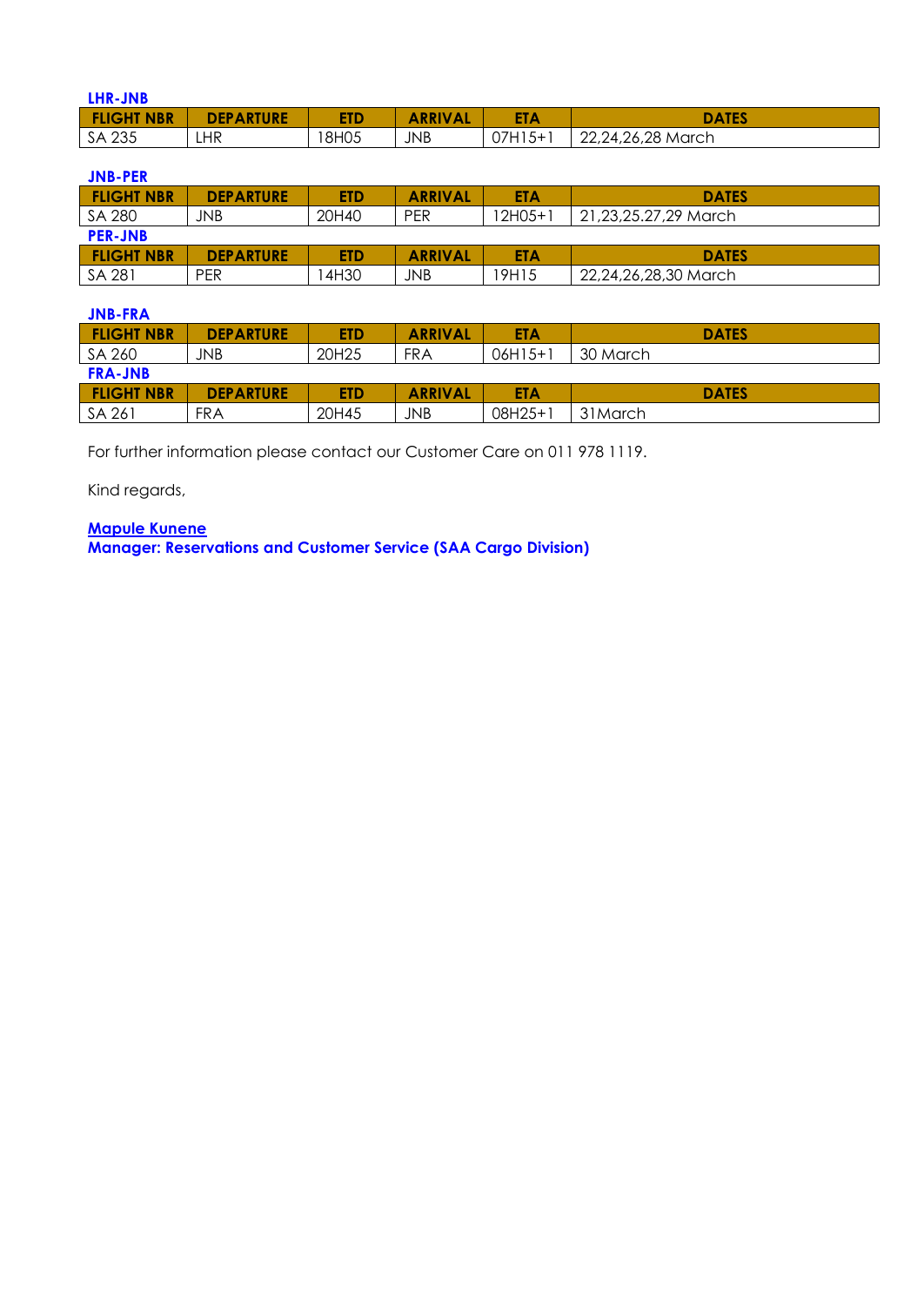**LHR-JNB**

| FLIGHT NBR | DEPARTURE | ETD | ARRIVAL | ETA | DATES |
|---|---|---|---|---|---|
| SA 235 | LHR | 18H05 | JNB | 07H15+1 | 22,24,26,28 March |

**JNB-PER**

| FLIGHT NBR | DEPARTURE | ETD | ARRIVAL | ETA | DATES |
|---|---|---|---|---|---|
| SA 280 | JNB | 20H40 | PER | 12H05+1 | 21,23,25.27,29 March |

**PER-JNB**

| FLIGHT NBR | DEPARTURE | ETD | ARRIVAL | ETA | DATES |
|---|---|---|---|---|---|
| SA 281 | PER | 14H30 | JNB | 19H15 | 22,24,26,28,30 March |

**JNB-FRA**

| FLIGHT NBR | DEPARTURE | ETD | ARRIVAL | ETA | DATES |
|---|---|---|---|---|---|
| SA 260 | JNB | 20H25 | FRA | 06H15+1 | 30 March |

**FRA-JNB**

| FLIGHT NBR | DEPARTURE | ETD | ARRIVAL | ETA | DATES |
|---|---|---|---|---|---|
| SA 261 | FRA | 20H45 | JNB | 08H25+1 | 31March |

For further information please contact our Customer Care on 011 978 1119.

Kind regards,

**Mapule Kunene**
**Manager: Reservations and Customer Service (SAA Cargo Division)**